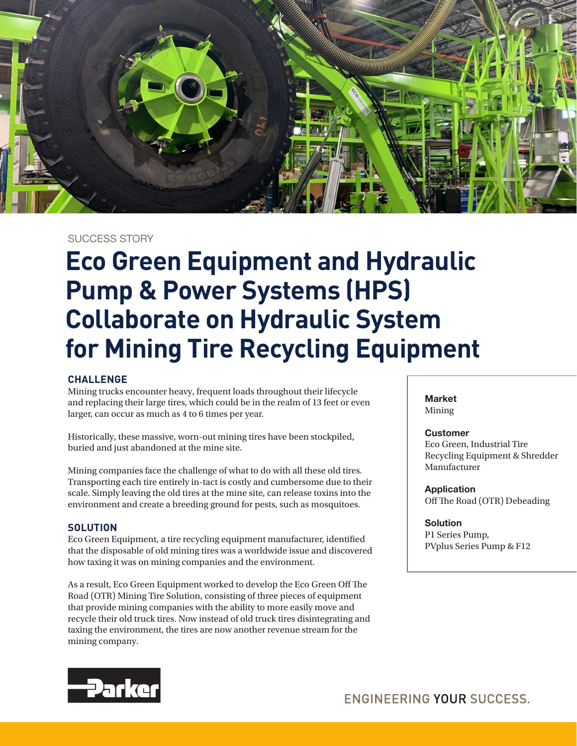SUCCESS STORY

# Eco Green Equipment and Hydraulic Pump & Power Systems (HPS) Collaborate on Hydraulic System for Mining Tire Recycling Equipment

## CHALLENGE

Mining trucks encounter heavy, frequent loads throughout their lifecycle and replacing their large tires, which could be in the realm of 13 feet or even larger, can occur as much as 4 to 6 times per year.

Historically, these massive, worn-out mining tires have been stockpiled, buried and just abandoned at the mine site.

Mining companies face the challenge of what to do with all these old tires. Transporting each tire entirely in-tact is costly and cumbersome due to their scale. Simply leaving the old tires at the mine site, can release toxins into the environment and create a breeding ground for pests, such as mosquitoes.

## SOLUTION

Eco Green Equipment, a tire recycling equipment manufacturer, identified that the disposable of old mining tires was a worldwide issue and discovered how taxing it was on mining companies and the environment.

As a result, Eco Green Equipment worked to develop the Eco Green Off The Road (OTR) Mining Tire Solution, consisting of three pieces of equipment that provide mining companies with the ability to more easily move and recycle their old truck tires. Now instead of old truck tires disintegrating and taxing the environment, the tires are now another revenue stream for the mining company.

**Market**
Mining

**Customer**
Eco Green, Industrial Tire Recycling Equipment & Shredder Manufacturer

**Application**
Off The Road (OTR) Debeading

**Solution**
P1 Series Pump, PVplus Series Pump & F12

Parker

ENGINEERING YOUR SUCCESS.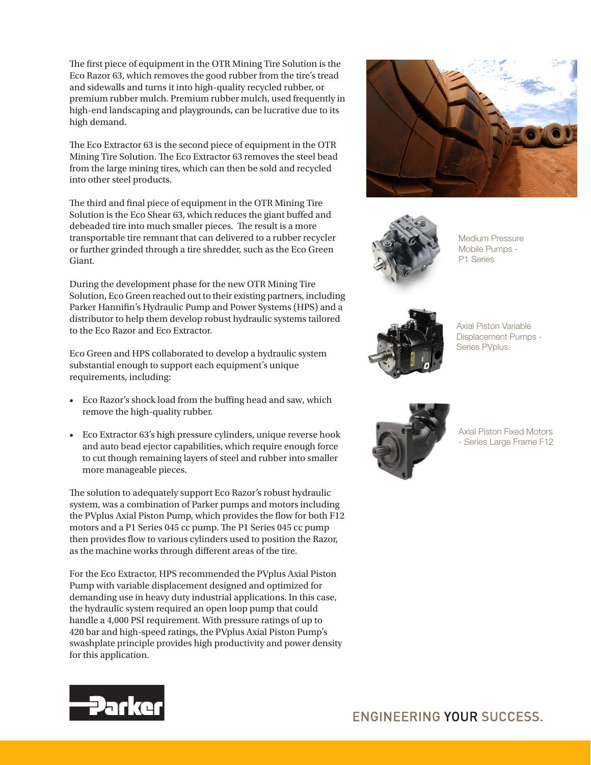The first piece of equipment in the OTR Mining Tire Solution is the Eco Razor 63, which removes the good rubber from the tire's tread and sidewalls and turns it into high-quality recycled rubber, or premium rubber mulch. Premium rubber mulch, used frequently in high-end landscaping and playgrounds, can be lucrative due to its high demand.

The Eco Extractor 63 is the second piece of equipment in the OTR Mining Tire Solution. The Eco Extractor 63 removes the steel bead from the large mining tires, which can then be sold and recycled into other steel products.

The third and final piece of equipment in the OTR Mining Tire Solution is the Eco Shear 63, which reduces the giant buffed and debeaded tire into much smaller pieces. The result is a more transportable tire remnant that can delivered to a rubber recycler or further grinded through a tire shredder, such as the Eco Green Giant.

During the development phase for the new OTR Mining Tire Solution, Eco Green reached out to their existing partners, including Parker Hannifin's Hydraulic Pump and Power Systems (HPS) and a distributor to help them develop robust hydraulic systems tailored to the Eco Razor and Eco Extractor.

Eco Green and HPS collaborated to develop a hydraulic system substantial enough to support each equipment's unique requirements, including:

- Eco Razor's shock load from the buffing head and saw, which remove the high-quality rubber.
- Eco Extractor 63's high pressure cylinders, unique reverse hook and auto bead ejector capabilities, which require enough force to cut though remaining layers of steel and rubber into smaller more manageable pieces.

The solution to adequately support Eco Razor's robust hydraulic system, was a combination of Parker pumps and motors including the PVplus Axial Piston Pump, which provides the flow for both F12 motors and a P1 Series 045 cc pump. The P1 Series 045 cc pump then provides flow to various cylinders used to position the Razor, as the machine works through different areas of the tire.

For the Eco Extractor, HPS recommended the PVplus Axial Piston Pump with variable displacement designed and optimized for demanding use in heavy duty industrial applications. In this case, the hydraulic system required an open loop pump that could handle a 4,000 PSI requirement. With pressure ratings of up to 420 bar and high-speed ratings, the PVplus Axial Piston Pump's swashplate principle provides high productivity and power density for this application.

Medium Pressure Mobile Pumps - P1 Series

Axial Piston Variable Displacement Pumps - Series PVplus

Axial Piston Fixed Motors - Series Large Frame F12

Parker

ENGINEERING YOUR SUCCESS.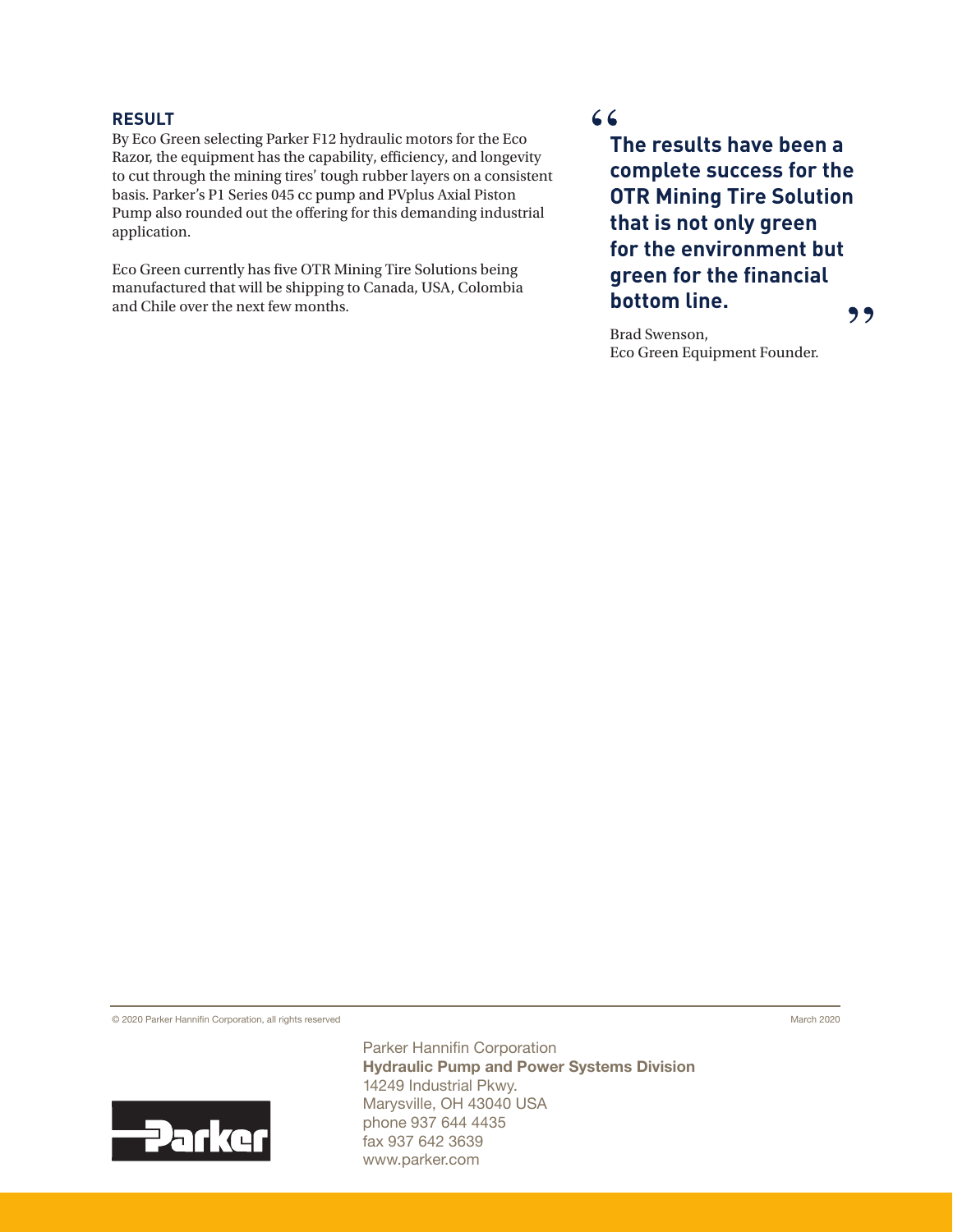## RESULT

By Eco Green selecting Parker F12 hydraulic motors for the Eco Razor, the equipment has the capability, efficiency, and longevity to cut through the mining tires' tough rubber layers on a consistent basis. Parker's P1 Series 045 cc pump and PVplus Axial Piston Pump also rounded out the offering for this demanding industrial application.

Eco Green currently has five OTR Mining Tire Solutions being manufactured that will be shipping to Canada, USA, Colombia and Chile over the next few months.

> **"The results have been a complete success for the OTR Mining Tire Solution that is not only green for the environment but green for the financial bottom line."**
>
> Brad Swenson,
> Eco Green Equipment Founder.

© 2020 Parker Hannifin Corporation, all rights reserved

March 2020

Parker Hannifin Corporation
**Hydraulic Pump and Power Systems Division**
14249 Industrial Pkwy.
Marysville, OH 43040 USA
phone 937 644 4435
fax 937 642 3639
www.parker.com